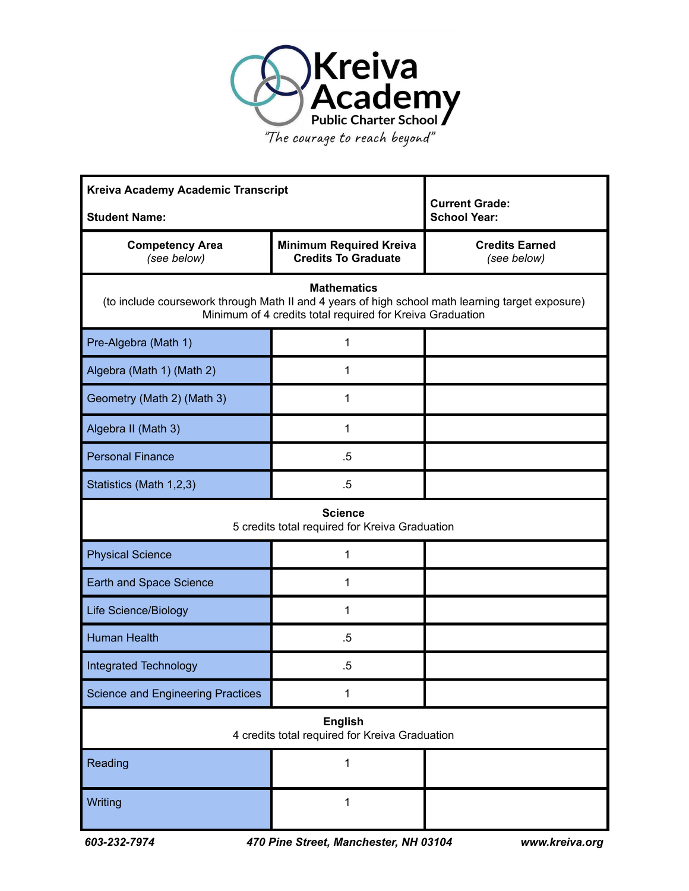# Kreiva Academy

Public Charter School

*"The courage to reach beyond"*

| **Kreiva Academy Academic Transcript**<br><br>**Student Name:** | | **Current Grade:**<br>**School Year:** |
|---|---|---|
| **Competency Area**<br>*(see below)* | **Minimum Required Kreiva Credits To Graduate** | **Credits Earned**<br>*(see below)* |
| **Mathematics**<br>(to include coursework through Math II and 4 years of high school math learning target exposure)<br>Minimum of 4 credits total required for Kreiva Graduation | | |
| Pre-Algebra (Math 1) | 1 | |
| Algebra (Math 1) (Math 2) | 1 | |
| Geometry (Math 2) (Math 3) | 1 | |
| Algebra II (Math 3) | 1 | |
| Personal Finance | .5 | |
| Statistics (Math 1,2,3) | .5 | |
| **Science**<br>5 credits total required for Kreiva Graduation | | |
| Physical Science | 1 | |
| Earth and Space Science | 1 | |
| Life Science/Biology | 1 | |
| Human Health | .5 | |
| Integrated Technology | .5 | |
| Science and Engineering Practices | 1 | |
| **English**<br>4 credits total required for Kreiva Graduation | | |
| Reading | 1 | |
| Writing | 1 | |

*603-232-7974* *470 Pine Street, Manchester, NH 03104* *www.kreiva.org*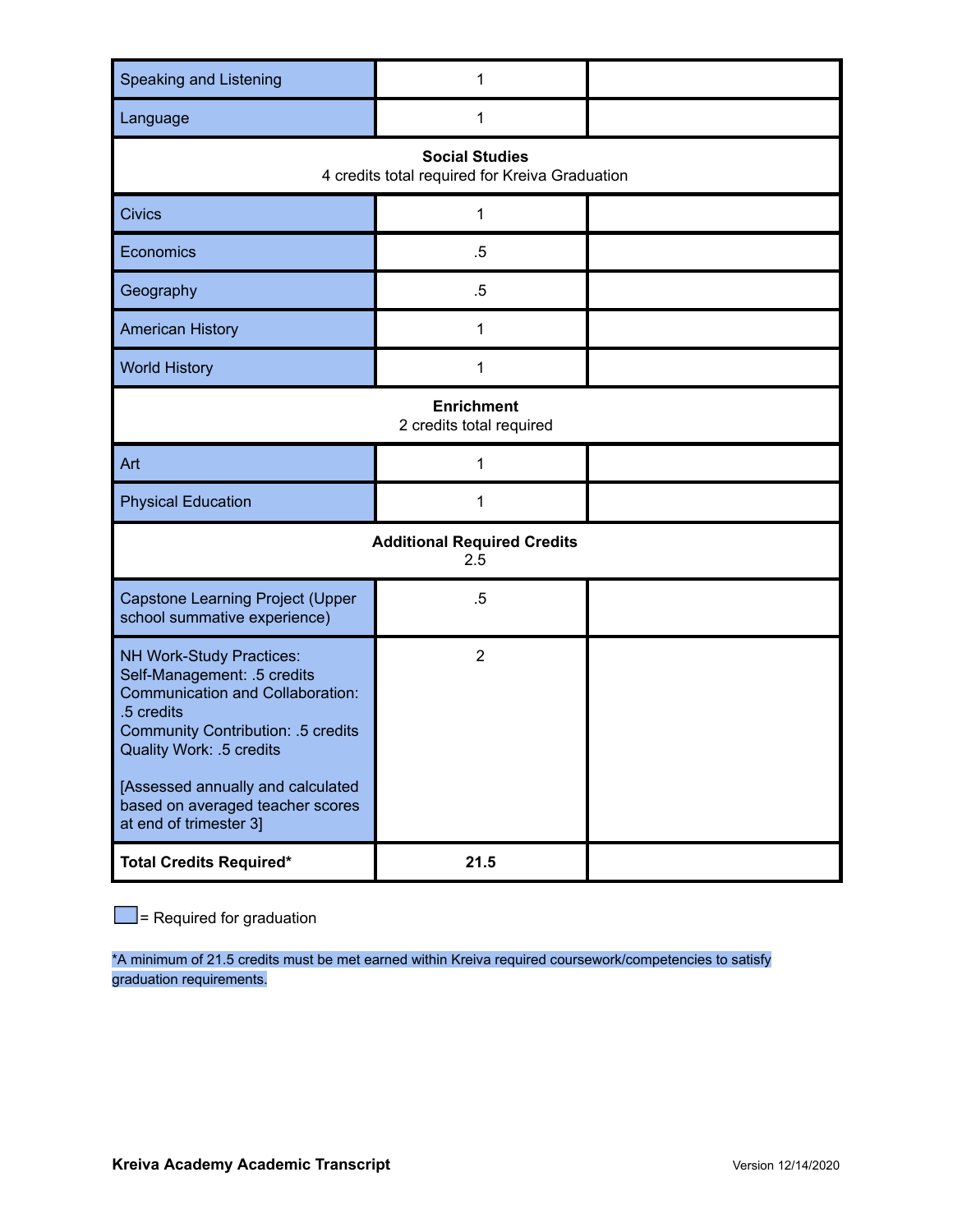| | | |
|---|---|---|
| Speaking and Listening | 1 | |
| Language | 1 | |
| **Social Studies**<br>4 credits total required for Kreiva Graduation | | |
| Civics | 1 | |
| Economics | .5 | |
| Geography | .5 | |
| American History | 1 | |
| World History | 1 | |
| **Enrichment**<br>2 credits total required | | |
| Art | 1 | |
| Physical Education | 1 | |
| **Additional Required Credits**<br>2.5 | | |
| Capstone Learning Project (Upper school summative experience) | .5 | |
| NH Work-Study Practices:<br>Self-Management: .5 credits<br>Communication and Collaboration: .5 credits<br>Community Contribution: .5 credits<br>Quality Work: .5 credits<br><br>[Assessed annually and calculated based on averaged teacher scores at end of trimester 3] | 2 | |
| **Total Credits Required*** | **21.5** | |

= Required for graduation

*A minimum of 21.5 credits must be met earned within Kreiva required coursework/competencies to satisfy graduation requirements.

**Kreiva Academy Academic Transcript** Version 12/14/2020